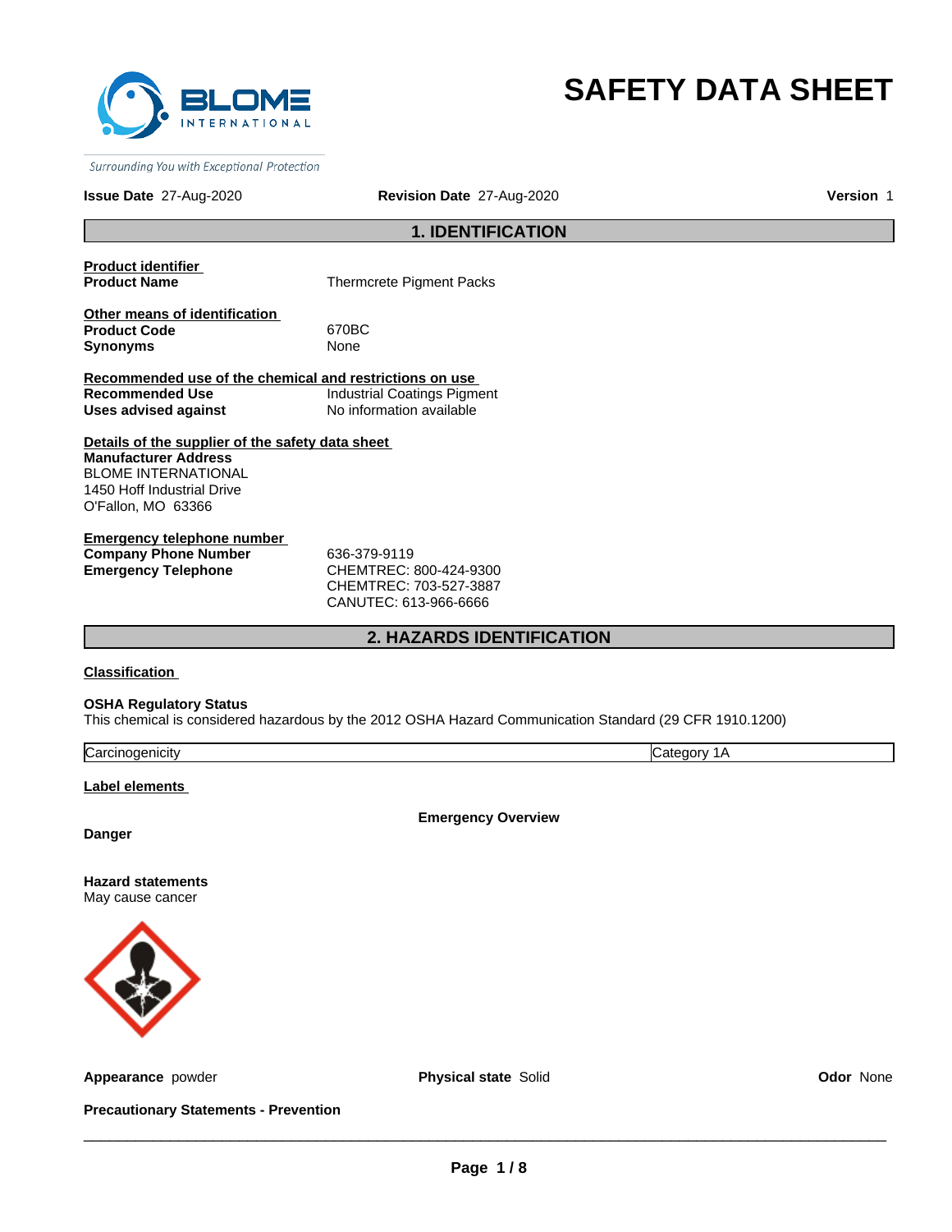# SAFETY DATA SHEET

**Issue Date** 27-Aug-2020 **Revision Date** 27-Aug-2020 **Version** 1

## 1. IDENTIFICATION

**Product identifier**

| | |
|---|---|
| **Product Name** | Thermcrete Pigment Packs |

**Other means of identification**

| | |
|---|---|
| **Product Code** | 670BC |
| **Synonyms** | None |

**Recommended use of the chemical and restrictions on use**

| | |
|---|---|
| **Recommended Use** | Industrial Coatings Pigment |
| **Uses advised against** | No information available |

**Details of the supplier of the safety data sheet**

**Manufacturer Address**
BLOME INTERNATIONAL
1450 Hoff Industrial Drive
O'Fallon, MO 63366

**Emergency telephone number**

| | |
|---|---|
| **Company Phone Number** | 636-379-9119 |
| **Emergency Telephone** | CHEMTREC: 800-424-9300<br>CHEMTREC: 703-527-3887<br>CANUTEC: 613-966-6666 |

## 2. HAZARDS IDENTIFICATION

**Classification**

**OSHA Regulatory Status**
This chemical is considered hazardous by the 2012 OSHA Hazard Communication Standard (29 CFR 1910.1200)

| | |
|---|---|
| Carcinogenicity | Category 1A |

**Label elements**

**Emergency Overview**

**Danger**

**Hazard statements**
May cause cancer

**Appearance** powder **Physical state** Solid **Odor** None

**Precautionary Statements - Prevention**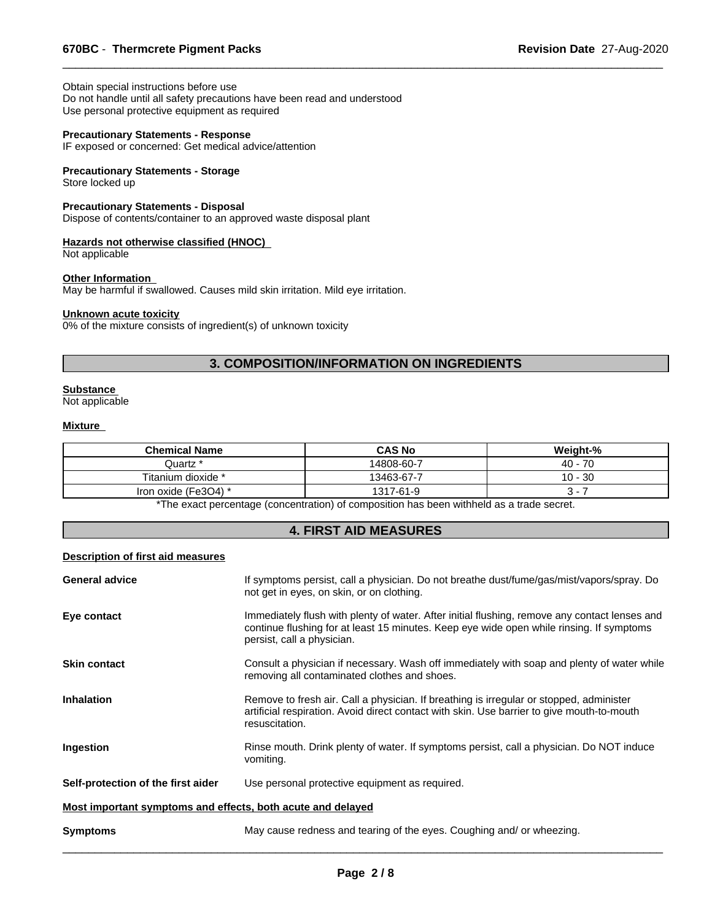Obtain special instructions before use
Do not handle until all safety precautions have been read and understood
Use personal protective equipment as required

**Precautionary Statements - Response**
IF exposed or concerned: Get medical advice/attention

**Precautionary Statements - Storage**
Store locked up

**Precautionary Statements - Disposal**
Dispose of contents/container to an approved waste disposal plant

**Hazards not otherwise classified (HNOC)**
Not applicable

**Other Information**
May be harmful if swallowed. Causes mild skin irritation. Mild eye irritation.

**Unknown acute toxicity**
0% of the mixture consists of ingredient(s) of unknown toxicity

## 3. COMPOSITION/INFORMATION ON INGREDIENTS

**Substance**
Not applicable

**Mixture**

| Chemical Name | CAS No | Weight-% |
|---|---|---|
| Quartz * | 14808-60-7 | 40 - 70 |
| Titanium dioxide * | 13463-67-7 | 10 - 30 |
| Iron oxide ($Fe_3O_4$) * | 1317-61-9 | 3 - 7 |

*The exact percentage (concentration) of composition has been withheld as a trade secret.

## 4. FIRST AID MEASURES

**Description of first aid measures**

**General advice**
If symptoms persist, call a physician. Do not breathe dust/fume/gas/mist/vapors/spray. Do not get in eyes, on skin, or on clothing.

**Eye contact**
Immediately flush with plenty of water. After initial flushing, remove any contact lenses and continue flushing for at least 15 minutes. Keep eye wide open while rinsing. If symptoms persist, call a physician.

**Skin contact**
Consult a physician if necessary. Wash off immediately with soap and plenty of water while removing all contaminated clothes and shoes.

**Inhalation**
Remove to fresh air. Call a physician. If breathing is irregular or stopped, administer artificial respiration. Avoid direct contact with skin. Use barrier to give mouth-to-mouth resuscitation.

**Ingestion**
Rinse mouth. Drink plenty of water. If symptoms persist, call a physician. Do NOT induce vomiting.

**Self-protection of the first aider**
Use personal protective equipment as required.

**Most important symptoms and effects, both acute and delayed**

**Symptoms**
May cause redness and tearing of the eyes. Coughing and/ or wheezing.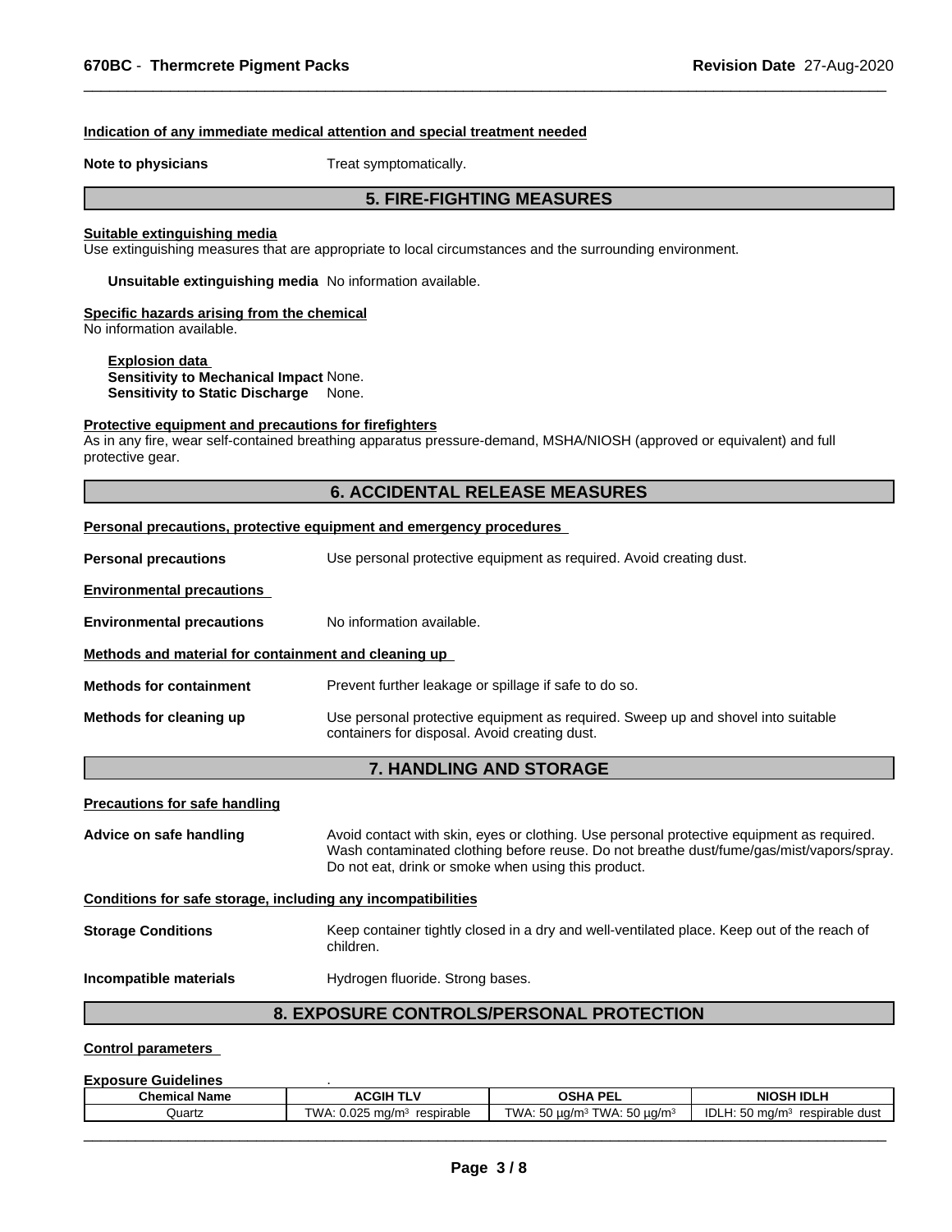#### Indication of any immediate medical attention and special treatment needed

**Note to physicians** Treat symptomatically.

## 5. FIRE-FIGHTING MEASURES

#### Suitable extinguishing media

Use extinguishing measures that are appropriate to local circumstances and the surrounding environment.

**Unsuitable extinguishing media** No information available.

#### Specific hazards arising from the chemical

No information available.

**Explosion data**
**Sensitivity to Mechanical Impact** None.
**Sensitivity to Static Discharge** None.

#### Protective equipment and precautions for firefighters

As in any fire, wear self-contained breathing apparatus pressure-demand, MSHA/NIOSH (approved or equivalent) and full protective gear.

## 6. ACCIDENTAL RELEASE MEASURES

#### Personal precautions, protective equipment and emergency procedures

**Personal precautions** Use personal protective equipment as required. Avoid creating dust.

#### Environmental precautions

**Environmental precautions** No information available.

#### Methods and material for containment and cleaning up

**Methods for containment** Prevent further leakage or spillage if safe to do so.

**Methods for cleaning up** Use personal protective equipment as required. Sweep up and shovel into suitable containers for disposal. Avoid creating dust.

## 7. HANDLING AND STORAGE

#### Precautions for safe handling

**Advice on safe handling** Avoid contact with skin, eyes or clothing. Use personal protective equipment as required. Wash contaminated clothing before reuse. Do not breathe dust/fume/gas/mist/vapors/spray. Do not eat, drink or smoke when using this product.

#### Conditions for safe storage, including any incompatibilities

**Storage Conditions** Keep container tightly closed in a dry and well-ventilated place. Keep out of the reach of children.

**Incompatible materials** Hydrogen fluoride. Strong bases.

## 8. EXPOSURE CONTROLS/PERSONAL PROTECTION

#### Control parameters

**Exposure Guidelines** .

| Chemical Name | ACGIH TLV | OSHA PEL | NIOSH IDLH |
|---|---|---|---|
| Quartz | TWA: 0.025 mg/m³ respirable | TWA: 50 µg/m³ TWA: 50 µg/m³ | IDLH: 50 mg/m³ respirable dust |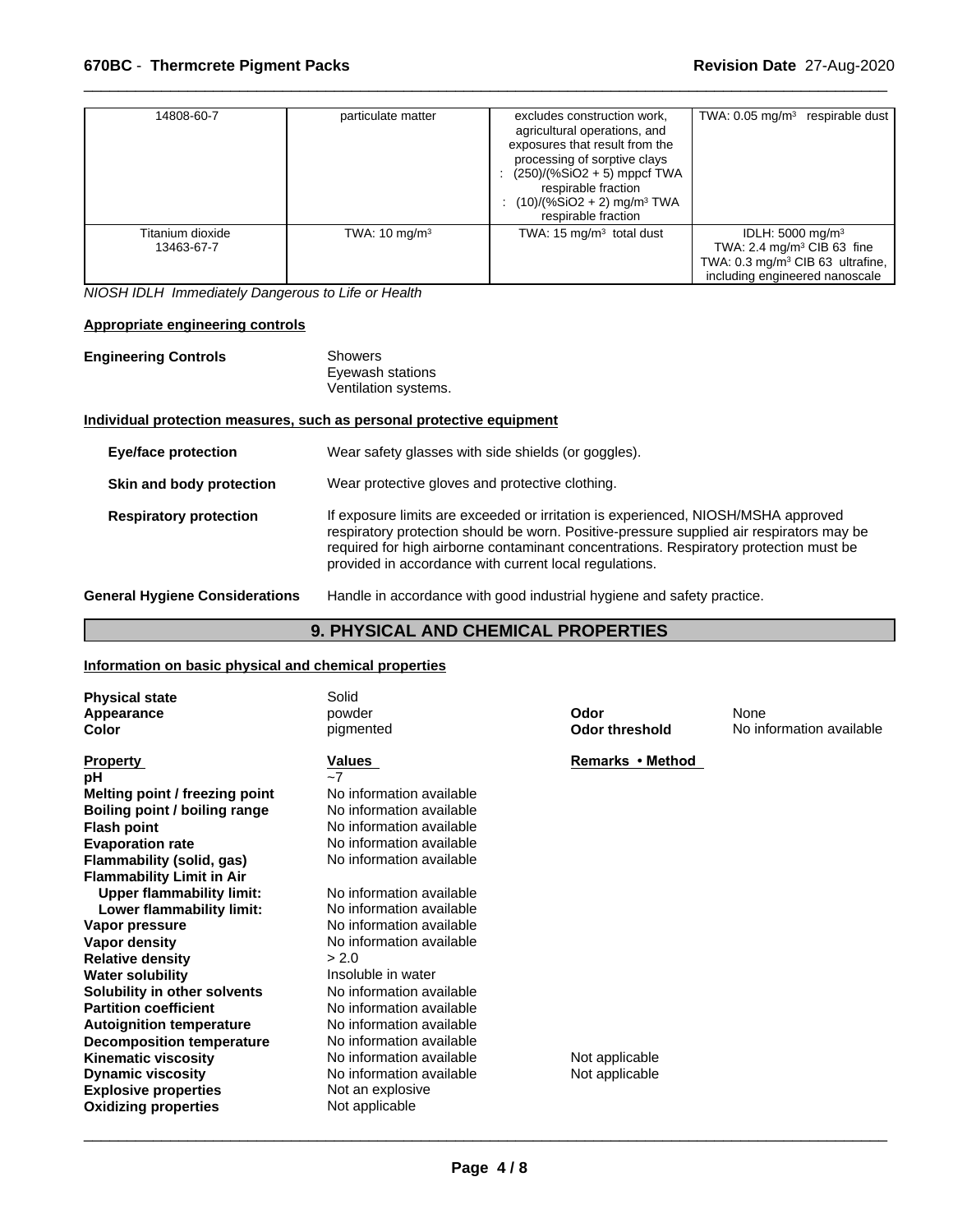| | | | |
|---|---|---|---|
| 14808-60-7 | particulate matter | excludes construction work, agricultural operations, and exposures that result from the processing of sorptive clays : (250)/(%SiO2 + 5) mppcf TWA respirable fraction : (10)/(%SiO2 + 2) mg/m³ TWA respirable fraction | TWA: 0.05 mg/m³ respirable dust |
| Titanium dioxide 13463-67-7 | TWA: 10 mg/m³ | TWA: 15 mg/m³ total dust | IDLH: 5000 mg/m³ TWA: 2.4 mg/m³ CIB 63 fine TWA: 0.3 mg/m³ CIB 63 ultrafine, including engineered nanoscale |

*NIOSH IDLH Immediately Dangerous to Life or Health*

**Appropriate engineering controls**

**Engineering Controls** Showers
Eyewash stations
Ventilation systems.

**Individual protection measures, such as personal protective equipment**

**Eye/face protection** Wear safety glasses with side shields (or goggles).

**Skin and body protection** Wear protective gloves and protective clothing.

**Respiratory protection** If exposure limits are exceeded or irritation is experienced, NIOSH/MSHA approved respiratory protection should be worn. Positive-pressure supplied air respirators may be required for high airborne contaminant concentrations. Respiratory protection must be provided in accordance with current local regulations.

**General Hygiene Considerations** Handle in accordance with good industrial hygiene and safety practice.

## 9. PHYSICAL AND CHEMICAL PROPERTIES

**Information on basic physical and chemical properties**

| | | | |
|---|---|---|---|
| **Physical state** | Solid | | |
| **Appearance** | powder | **Odor** | None |
| **Color** | pigmented | **Odor threshold** | No information available |

| **Property** | **Values** | **Remarks • Method** |
|---|---|---|
| **pH** | ~7 | |
| **Melting point / freezing point** | No information available | |
| **Boiling point / boiling range** | No information available | |
| **Flash point** | No information available | |
| **Evaporation rate** | No information available | |
| **Flammability (solid, gas)** | No information available | |
| **Flammability Limit in Air** | | |
| **Upper flammability limit:** | No information available | |
| **Lower flammability limit:** | No information available | |
| **Vapor pressure** | No information available | |
| **Vapor density** | No information available | |
| **Relative density** | > 2.0 | |
| **Water solubility** | Insoluble in water | |
| **Solubility in other solvents** | No information available | |
| **Partition coefficient** | No information available | |
| **Autoignition temperature** | No information available | |
| **Decomposition temperature** | No information available | |
| **Kinematic viscosity** | No information available | Not applicable |
| **Dynamic viscosity** | No information available | Not applicable |
| **Explosive properties** | Not an explosive | |
| **Oxidizing properties** | Not applicable | |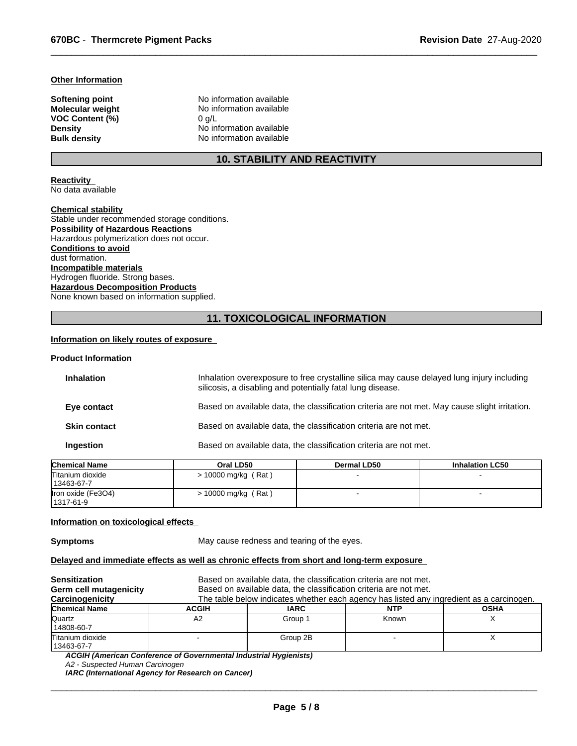**Other Information**

| | |
|---|---|
| **Softening point** | No information available |
| **Molecular weight** | No information available |
| **VOC Content (%)** | 0 g/L |
| **Density** | No information available |
| **Bulk density** | No information available |

## 10. STABILITY AND REACTIVITY

**Reactivity**
No data available

**Chemical stability**
Stable under recommended storage conditions.

**Possibility of Hazardous Reactions**
Hazardous polymerization does not occur.

**Conditions to avoid**
dust formation.

**Incompatible materials**
Hydrogen fluoride. Strong bases.

**Hazardous Decomposition Products**
None known based on information supplied.

## 11. TOXICOLOGICAL INFORMATION

**Information on likely routes of exposure**

**Product Information**

| | |
|---|---|
| **Inhalation** | Inhalation overexposure to free crystalline silica may cause delayed lung injury including silicosis, a disabling and potentially fatal lung disease. |
| **Eye contact** | Based on available data, the classification criteria are not met. May cause slight irritation. |
| **Skin contact** | Based on available data, the classification criteria are not met. |
| **Ingestion** | Based on available data, the classification criteria are not met. |

| Chemical Name | Oral LD50 | Dermal LD50 | Inhalation LC50 |
|---|---|---|---|
| Titanium dioxide<br>13463-67-7 | > 10000 mg/kg ( Rat ) | - | - |
| Iron oxide ($Fe_3O_4$)<br>1317-61-9 | > 10000 mg/kg ( Rat ) | - | - |

**Information on toxicological effects**

**Symptoms** May cause redness and tearing of the eyes.

**Delayed and immediate effects as well as chronic effects from short and long-term exposure**

| | |
|---|---|
| **Sensitization** | Based on available data, the classification criteria are not met. |
| **Germ cell mutagenicity** | Based on available data, the classification criteria are not met. |
| **Carcinogenicity** | The table below indicates whether each agency has listed any ingredient as a carcinogen. |

| Chemical Name | ACGIH | IARC | NTP | OSHA |
|---|---|---|---|---|
| Quartz<br>14808-60-7 | A2 | Group 1 | Known | X |
| Titanium dioxide<br>13463-67-7 | - | Group 2B | - | X |

***ACGIH (American Conference of Governmental Industrial Hygienists)***
*A2 - Suspected Human Carcinogen*
***IARC (International Agency for Research on Cancer)***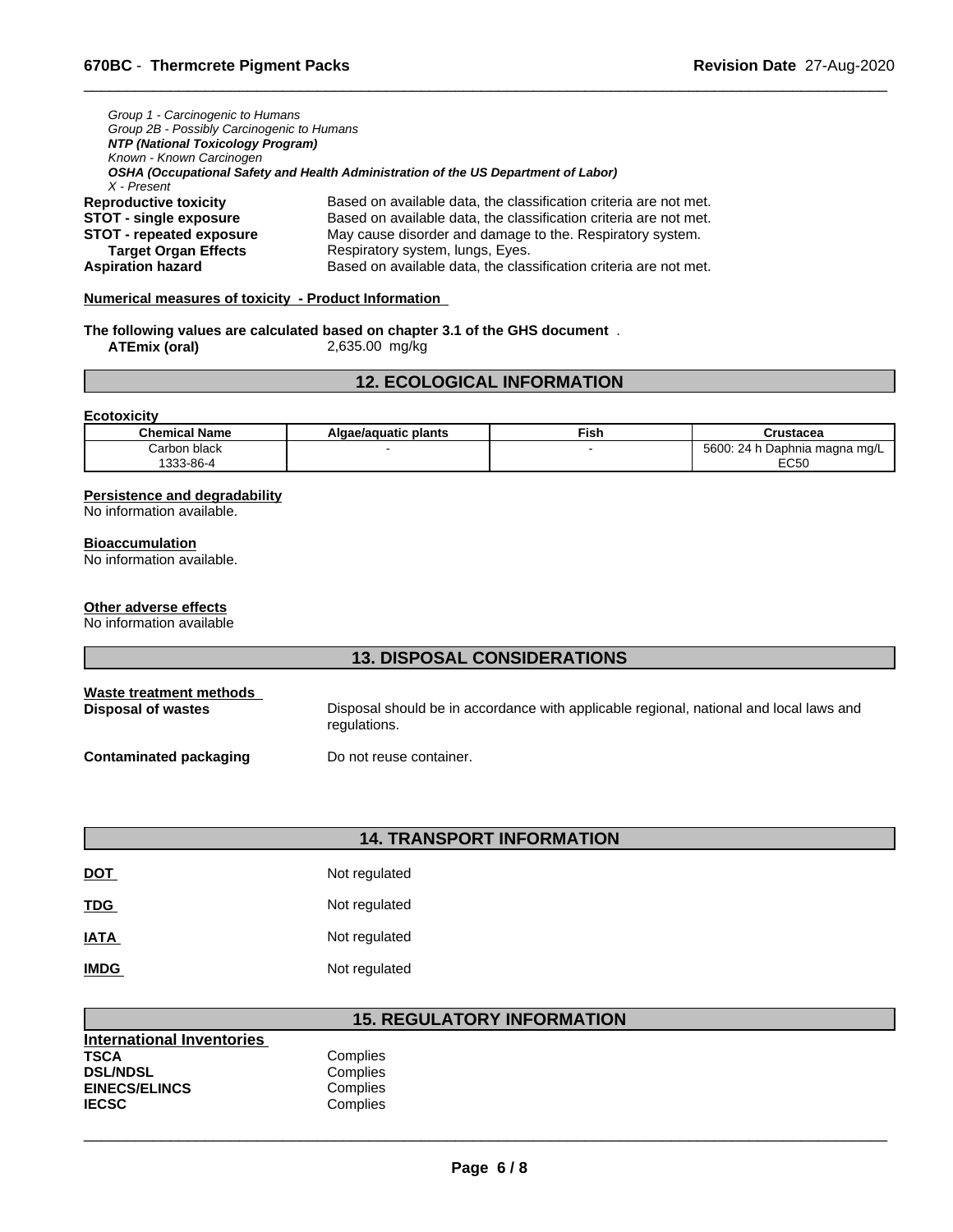*Group 1 - Carcinogenic to Humans*
*Group 2B - Possibly Carcinogenic to Humans*
***NTP (National Toxicology Program)***
*Known - Known Carcinogen*
***OSHA (Occupational Safety and Health Administration of the US Department of Labor)***
*X - Present*

**Reproductive toxicity** Based on available data, the classification criteria are not met.
**STOT - single exposure** Based on available data, the classification criteria are not met.
**STOT - repeated exposure** May cause disorder and damage to the. Respiratory system.
**Target Organ Effects** Respiratory system, lungs, Eyes.
**Aspiration hazard** Based on available data, the classification criteria are not met.

**Numerical measures of toxicity - Product Information**

**The following values are calculated based on chapter 3.1 of the GHS document** .
**ATEmix (oral)** 2,635.00 mg/kg

## 12. ECOLOGICAL INFORMATION

**Ecotoxicity**

| Chemical Name | Algae/aquatic plants | Fish | Crustacea |
|---|---|---|---|
| Carbon black<br>1333-86-4 | - | - | 5600: 24 h Daphnia magna mg/L EC50 |

**Persistence and degradability**
No information available.

**Bioaccumulation**
No information available.

**Other adverse effects**
No information available

## 13. DISPOSAL CONSIDERATIONS

**Waste treatment methods**
**Disposal of wastes** Disposal should be in accordance with applicable regional, national and local laws and regulations.

**Contaminated packaging** Do not reuse container.

## 14. TRANSPORT INFORMATION

**DOT** Not regulated

**TDG** Not regulated

**IATA** Not regulated

**IMDG** Not regulated

## 15. REGULATORY INFORMATION

**International Inventories**
**TSCA** Complies
**DSL/NDSL** Complies
**EINECS/ELINCS** Complies
**IECSC** Complies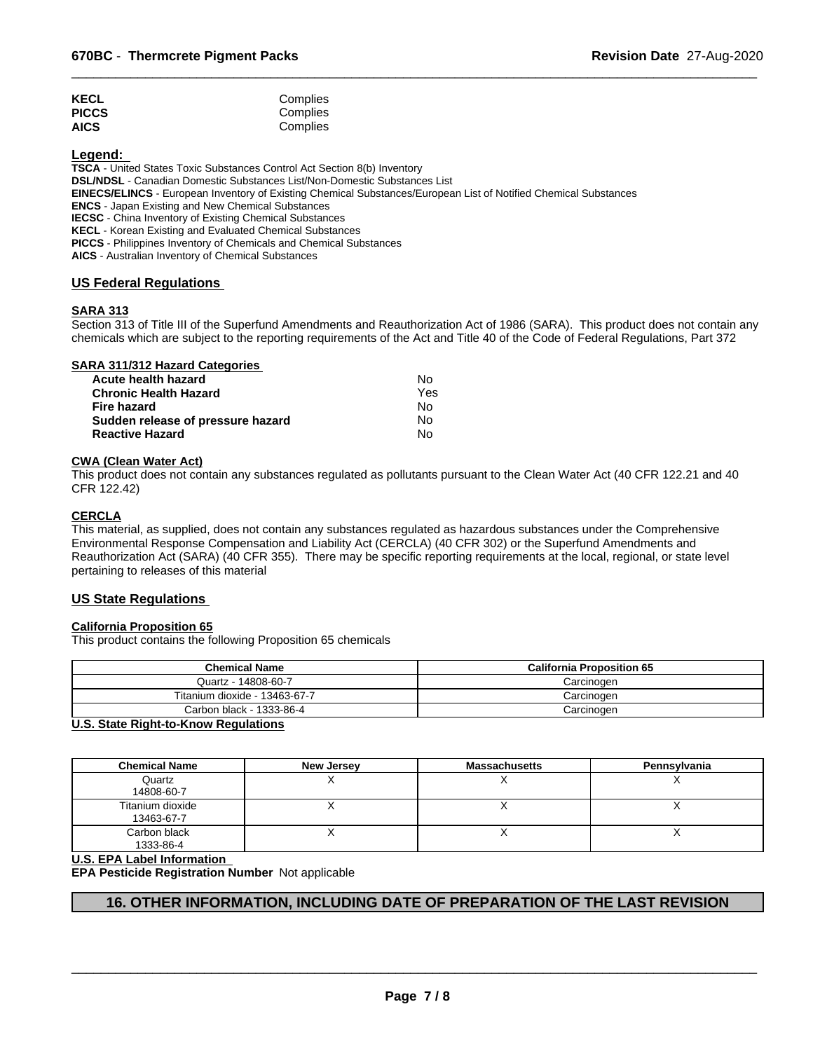| | |
|---|---|
| **KECL** | Complies |
| **PICCS** | Complies |
| **AICS** | Complies |

**Legend:**

**TSCA** - United States Toxic Substances Control Act Section 8(b) Inventory
**DSL/NDSL** - Canadian Domestic Substances List/Non-Domestic Substances List
**EINECS/ELINCS** - European Inventory of Existing Chemical Substances/European List of Notified Chemical Substances
**ENCS** - Japan Existing and New Chemical Substances
**IECSC** - China Inventory of Existing Chemical Substances
**KECL** - Korean Existing and Evaluated Chemical Substances
**PICCS** - Philippines Inventory of Chemicals and Chemical Substances
**AICS** - Australian Inventory of Chemical Substances

## US Federal Regulations

**SARA 313**

Section 313 of Title III of the Superfund Amendments and Reauthorization Act of 1986 (SARA). This product does not contain any chemicals which are subject to the reporting requirements of the Act and Title 40 of the Code of Federal Regulations, Part 372

**SARA 311/312 Hazard Categories**

| | |
|---|---|
| **Acute health hazard** | No |
| **Chronic Health Hazard** | Yes |
| **Fire hazard** | No |
| **Sudden release of pressure hazard** | No |
| **Reactive Hazard** | No |

**CWA (Clean Water Act)**

This product does not contain any substances regulated as pollutants pursuant to the Clean Water Act (40 CFR 122.21 and 40 CFR 122.42)

**CERCLA**

This material, as supplied, does not contain any substances regulated as hazardous substances under the Comprehensive Environmental Response Compensation and Liability Act (CERCLA) (40 CFR 302) or the Superfund Amendments and Reauthorization Act (SARA) (40 CFR 355). There may be specific reporting requirements at the local, regional, or state level pertaining to releases of this material

## US State Regulations

**California Proposition 65**

This product contains the following Proposition 65 chemicals

| Chemical Name | California Proposition 65 |
|---|---|
| Quartz - 14808-60-7 | Carcinogen |
| Titanium dioxide - 13463-67-7 | Carcinogen |
| Carbon black - 1333-86-4 | Carcinogen |

**U.S. State Right-to-Know Regulations**

| Chemical Name | New Jersey | Massachusetts | Pennsylvania |
|---|---|---|---|
| Quartz 14808-60-7 | X | X | X |
| Titanium dioxide 13463-67-7 | X | X | X |
| Carbon black 1333-86-4 | X | X | X |

**U.S. EPA Label Information**

**EPA Pesticide Registration Number** Not applicable

## 16. OTHER INFORMATION, INCLUDING DATE OF PREPARATION OF THE LAST REVISION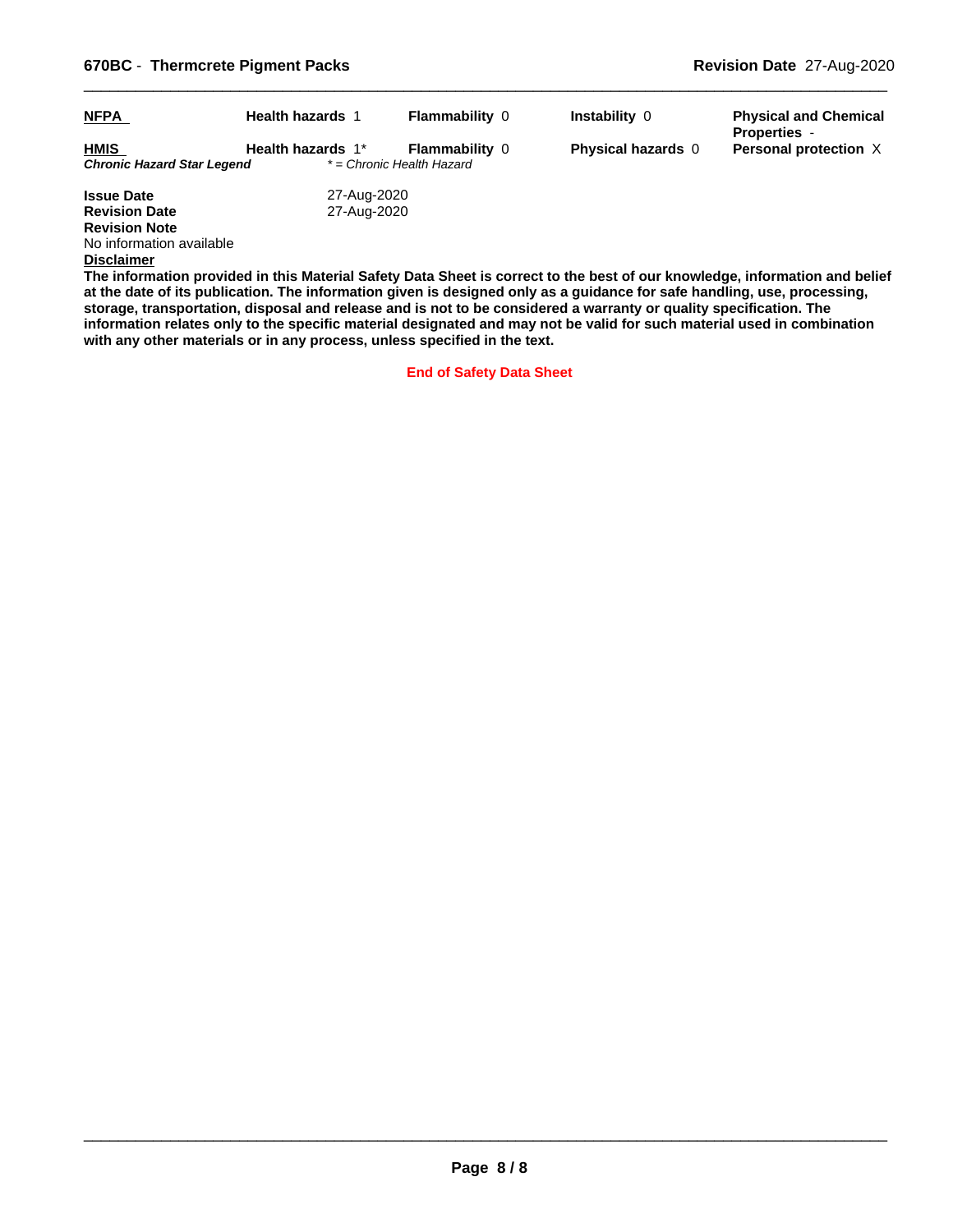| | | | | |
|---|---|---|---|---|
| **NFPA** | **Health hazards** 1 | **Flammability** 0 | **Instability** 0 | **Physical and Chemical Properties** - |
| **HMIS** | **Health hazards** 1* | **Flammability** 0 | **Physical hazards** 0 | **Personal protection** X |

***Chronic Hazard Star Legend*** *\* = Chronic Health Hazard*

**Issue Date** 27-Aug-2020
**Revision Date** 27-Aug-2020
**Revision Note**
No information available

**Disclaimer**

**The information provided in this Material Safety Data Sheet is correct to the best of our knowledge, information and belief at the date of its publication. The information given is designed only as a guidance for safe handling, use, processing, storage, transportation, disposal and release and is not to be considered a warranty or quality specification. The information relates only to the specific material designated and may not be valid for such material used in combination with any other materials or in any process, unless specified in the text.**

**End of Safety Data Sheet**